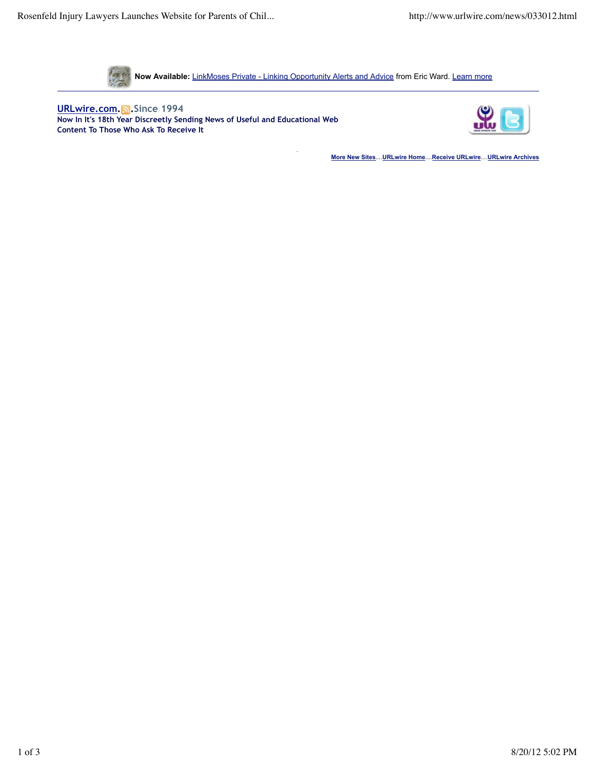**Now Available:** LinkMoses Private - Linking Opportunity Alerts and Advice from Eric Ward. Learn more

**URLwire.com. .Since 1994**

**Now In It's 18th Year Discreetly Sending News of Useful and Educational Web Content To Those Who Ask To Receive It**

**More New Sites**....**URLwire Home**....**Receive URLwire**....**URLwire Archives**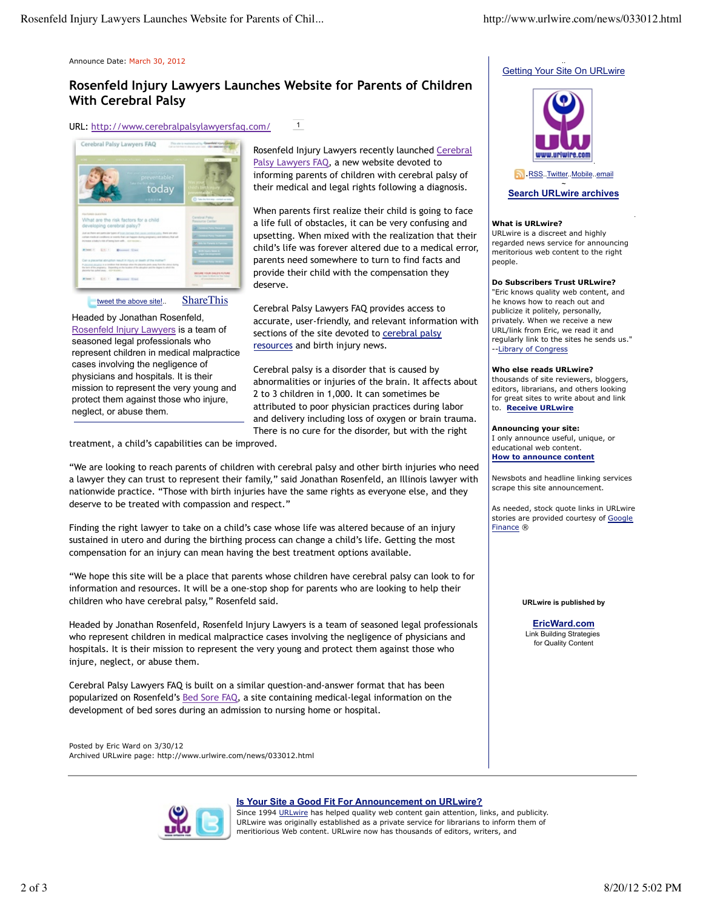Announce Date: March 30, 2012

# Rosenfeld Injury Lawyers Launches Website for Parents of Children With Cerebral Palsy

URL: http://www.cerebralpalsylawyersfaq.com/

tweet the above site!.. ShareThis

Headed by Jonathan Rosenfeld, Rosenfeld Injury Lawyers is a team of seasoned legal professionals who represent children in medical malpractice cases involving the negligence of physicians and hospitals. It is their mission to represent the very young and protect them against those who injure, neglect, or abuse them.

Rosenfeld Injury Lawyers recently launched Cerebral Palsy Lawyers FAQ, a new website devoted to informing parents of children with cerebral palsy of their medical and legal rights following a diagnosis.

When parents first realize their child is going to face a life full of obstacles, it can be very confusing and upsetting. When mixed with the realization that their child's life was forever altered due to a medical error, parents need somewhere to turn to find facts and provide their child with the compensation they deserve.

Cerebral Palsy Lawyers FAQ provides access to accurate, user-friendly, and relevant information with sections of the site devoted to cerebral palsy resources and birth injury news.

Cerebral palsy is a disorder that is caused by abnormalities or injuries of the brain. It affects about 2 to 3 children in 1,000. It can sometimes be attributed to poor physician practices during labor and delivery including loss of oxygen or brain trauma. There is no cure for the disorder, but with the right treatment, a child's capabilities can be improved.

"We are looking to reach parents of children with cerebral palsy and other birth injuries who need a lawyer they can trust to represent their family," said Jonathan Rosenfeld, an Illinois lawyer with nationwide practice. "Those with birth injuries have the same rights as everyone else, and they deserve to be treated with compassion and respect."

Finding the right lawyer to take on a child's case whose life was altered because of an injury sustained in utero and during the birthing process can change a child's life. Getting the most compensation for an injury can mean having the best treatment options available.

"We hope this site will be a place that parents whose children have cerebral palsy can look to for information and resources. It will be a one-stop shop for parents who are looking to help their children who have cerebral palsy," Rosenfeld said.

Headed by Jonathan Rosenfeld, Rosenfeld Injury Lawyers is a team of seasoned legal professionals who represent children in medical malpractice cases involving the negligence of physicians and hospitals. It is their mission to represent the very young and protect them against those who injure, neglect, or abuse them.

Cerebral Palsy Lawyers FAQ is built on a similar question-and-answer format that has been popularized on Rosenfeld's Bed Sore FAQ, a site containing medical-legal information on the development of bed sores during an admission to nursing home or hospital.

Posted by Eric Ward on 3/30/12
Archived URLwire page: http://www.urlwire.com/news/033012.html

---

Getting Your Site On URLwire

RSS..Twitter..Mobile..email

**Search URLwire archives**

**What is URLwire?**
URLwire is a discreet and highly regarded news service for announcing meritorious web content to the right people.

**Do Subscribers Trust URLwire?**
"Eric knows quality web content, and he knows how to reach out and publicize it politely, personally, privately. When we receive a new URL/link from Eric, we read it and regularly link to the sites he sends us." --Library of Congress

**Who else reads URLwire?**
thousands of site reviewers, bloggers, editors, librarians, and others looking for great sites to write about and link to. **Receive URLwire**

**Announcing your site:**
I only announce useful, unique, or educational web content.
**How to announce content**

Newsbots and headline linking services scrape this site announcement.

As needed, stock quote links in URLwire stories are provided courtesy of Google Finance ®

**URLwire is published by**

**EricWard.com**
Link Building Strategies for Quality Content

---

**Is Your Site a Good Fit For Announcement on URLwire?**
Since 1994 URLwire has helped quality web content gain attention, links, and publicity. URLwire was originally established as a private service for librarians to inform them of meritorious Web content. URLwire now has thousands of editors, writers, and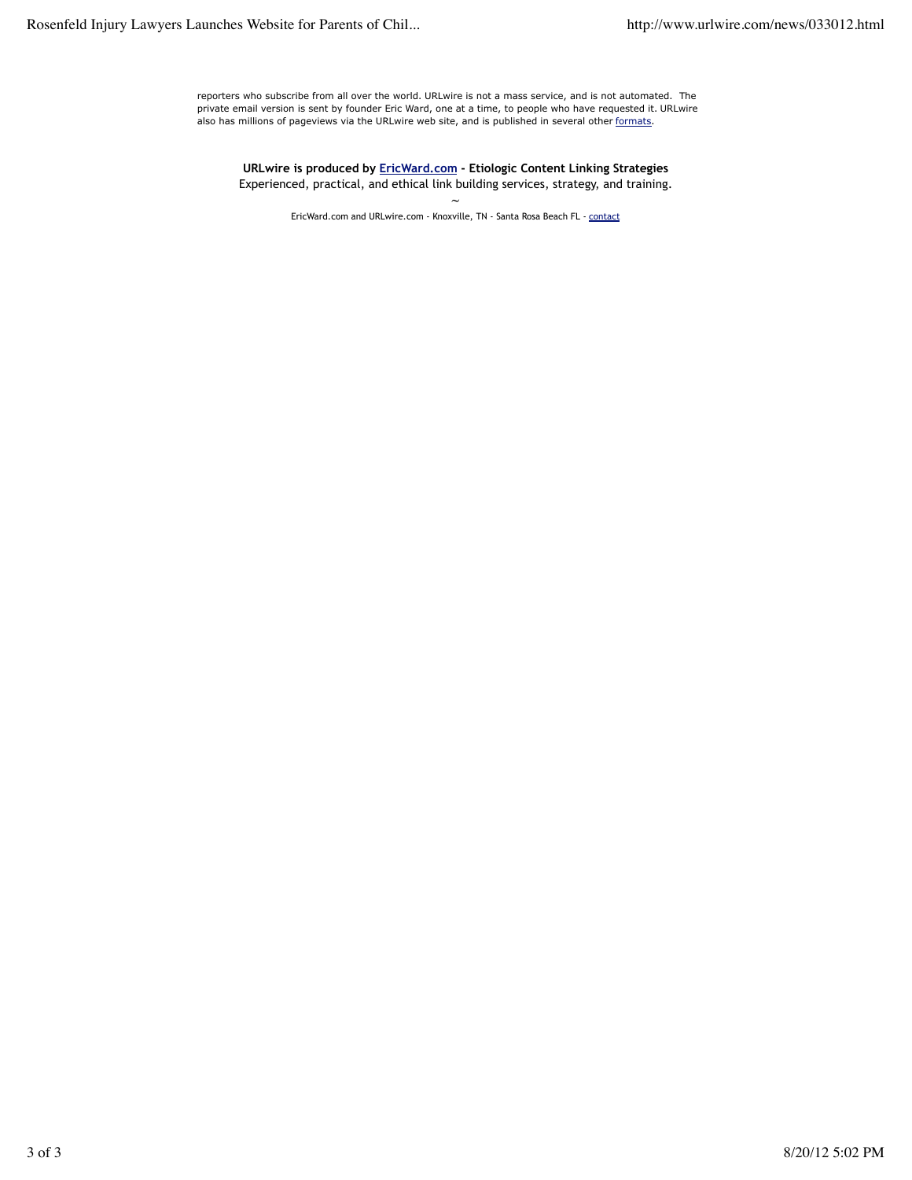reporters who subscribe from all over the world. URLwire is not a mass service, and is not automated. The private email version is sent by founder Eric Ward, one at a time, to people who have requested it. URLwire also has millions of pageviews via the URLwire web site, and is published in several other formats.

**URLwire is produced by EricWard.com - Etiologic Content Linking Strategies**

Experienced, practical, and ethical link building services, strategy, and training.

~

EricWard.com and URLwire.com - Knoxville, TN - Santa Rosa Beach FL - contact